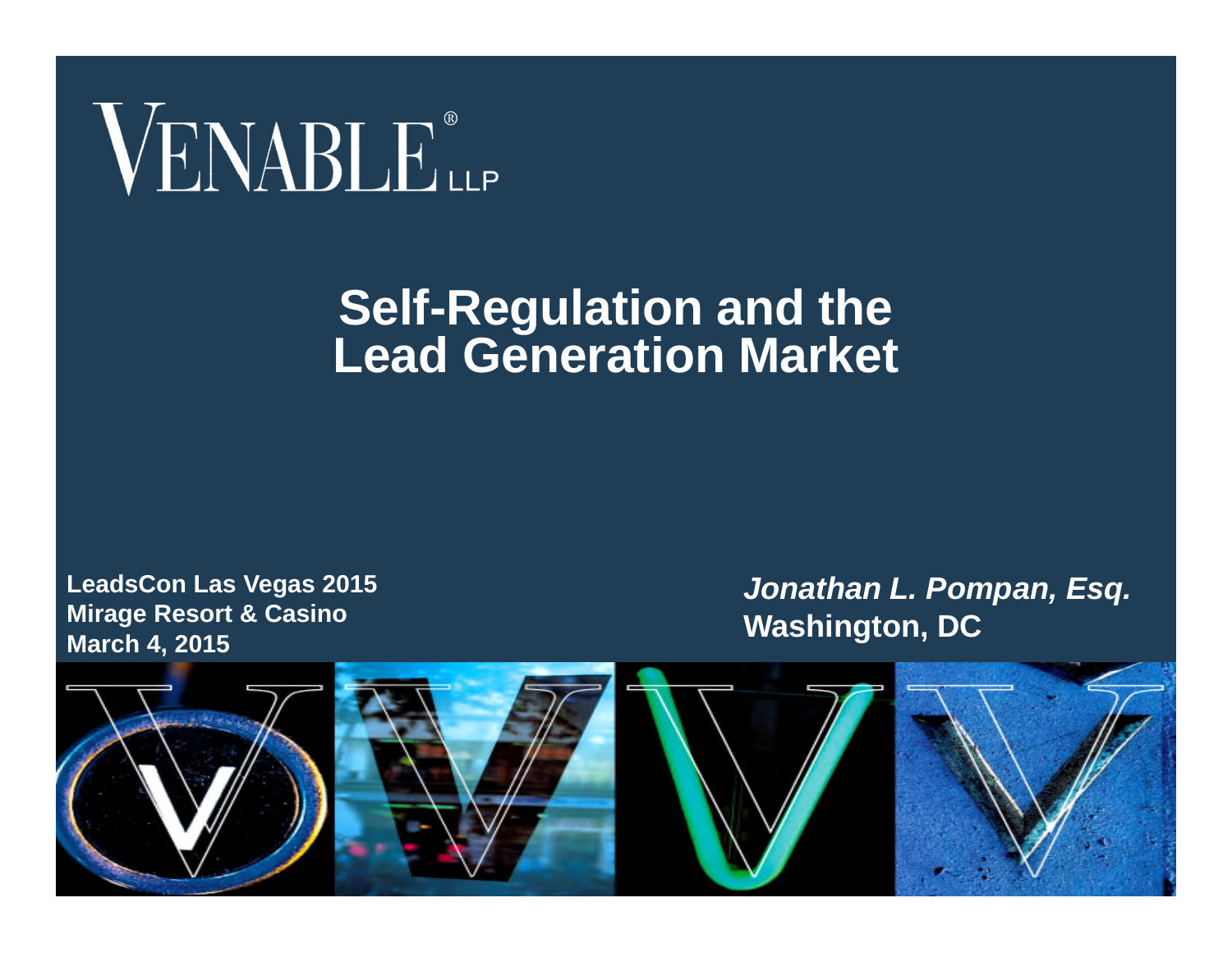VENABLE® LLP

# Self-Regulation and the Lead Generation Market

**LeadsCon Las Vegas 2015**
**Mirage Resort & Casino**
**March 4, 2015**

***Jonathan L. Pompan, Esq.***
**Washington, DC**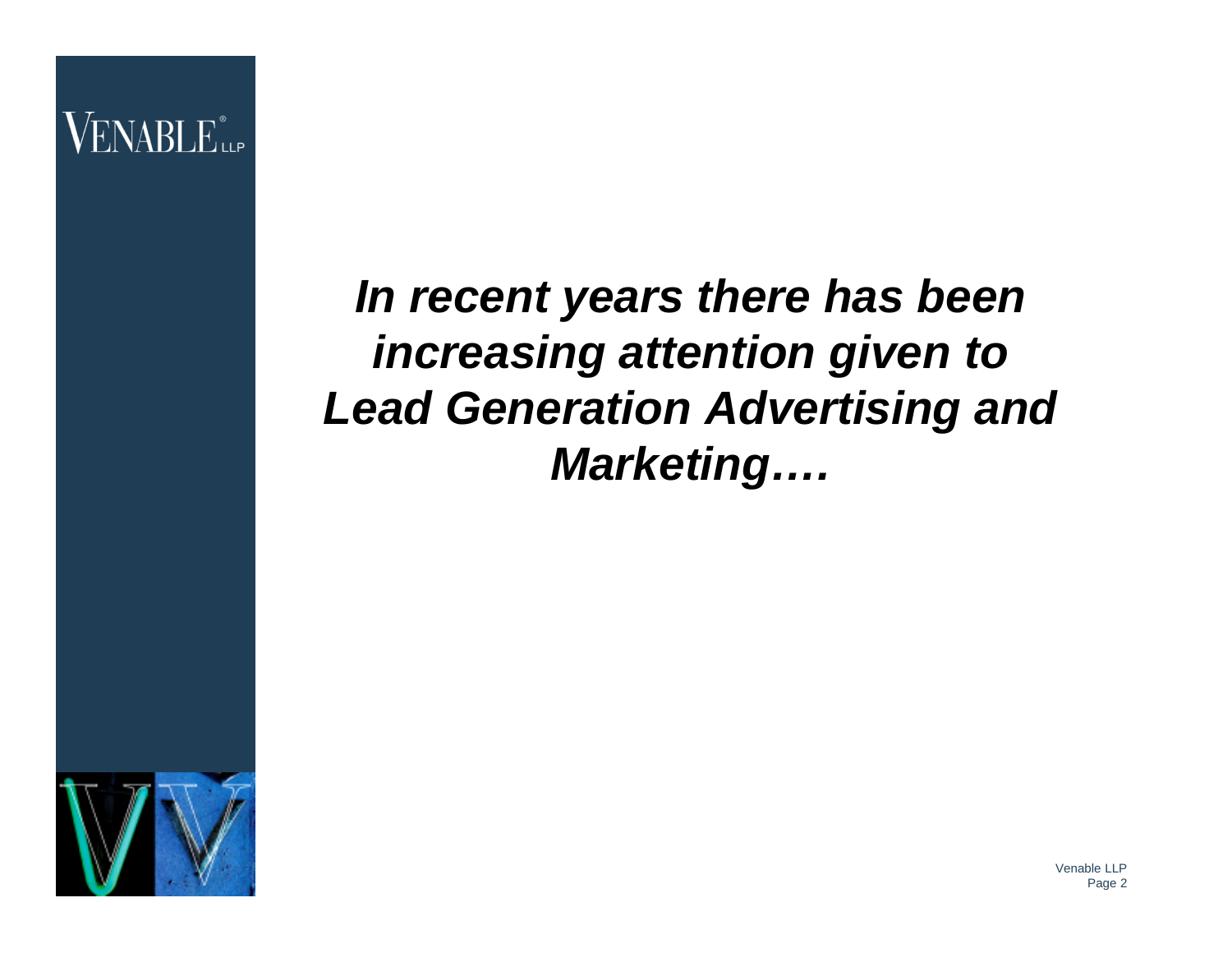***In recent years there has been increasing attention given to Lead Generation Advertising and Marketing….***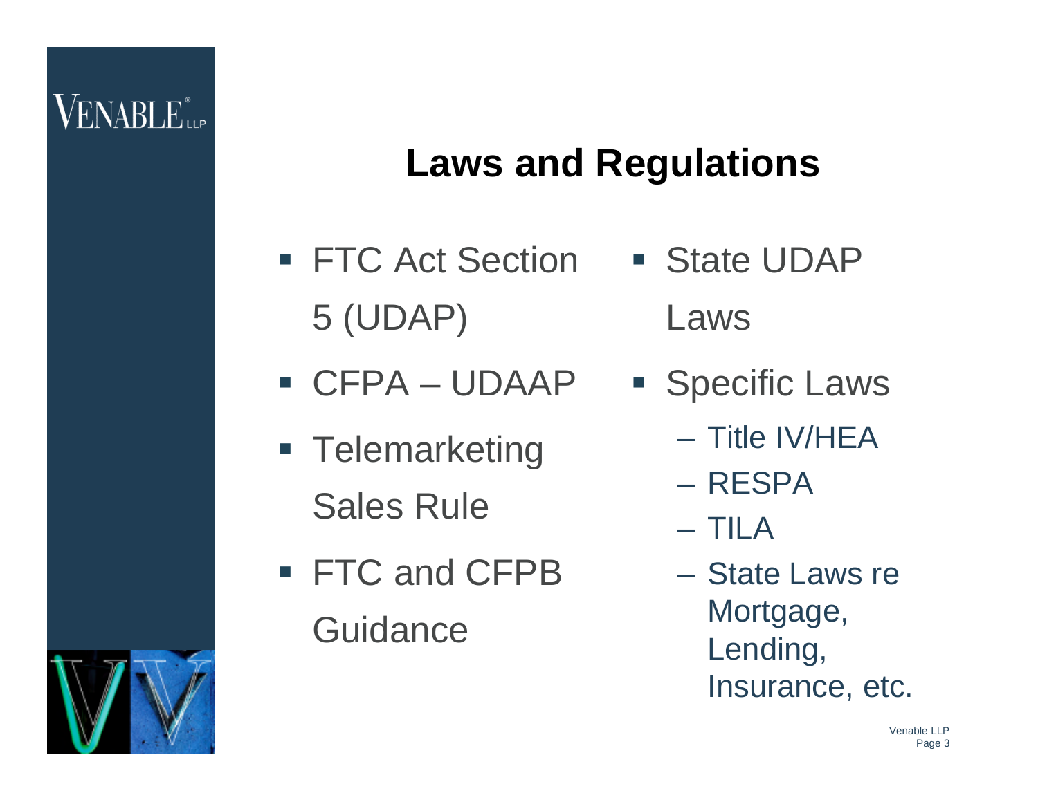# Laws and Regulations

- FTC Act Section 5 (UDAP)
- CFPA – UDAAP
- Telemarketing Sales Rule
- FTC and CFPB Guidance
- State UDAP Laws
- Specific Laws
  - Title IV/HEA
  - RESPA
  - TILA
  - State Laws re Mortgage, Lending, Insurance, etc.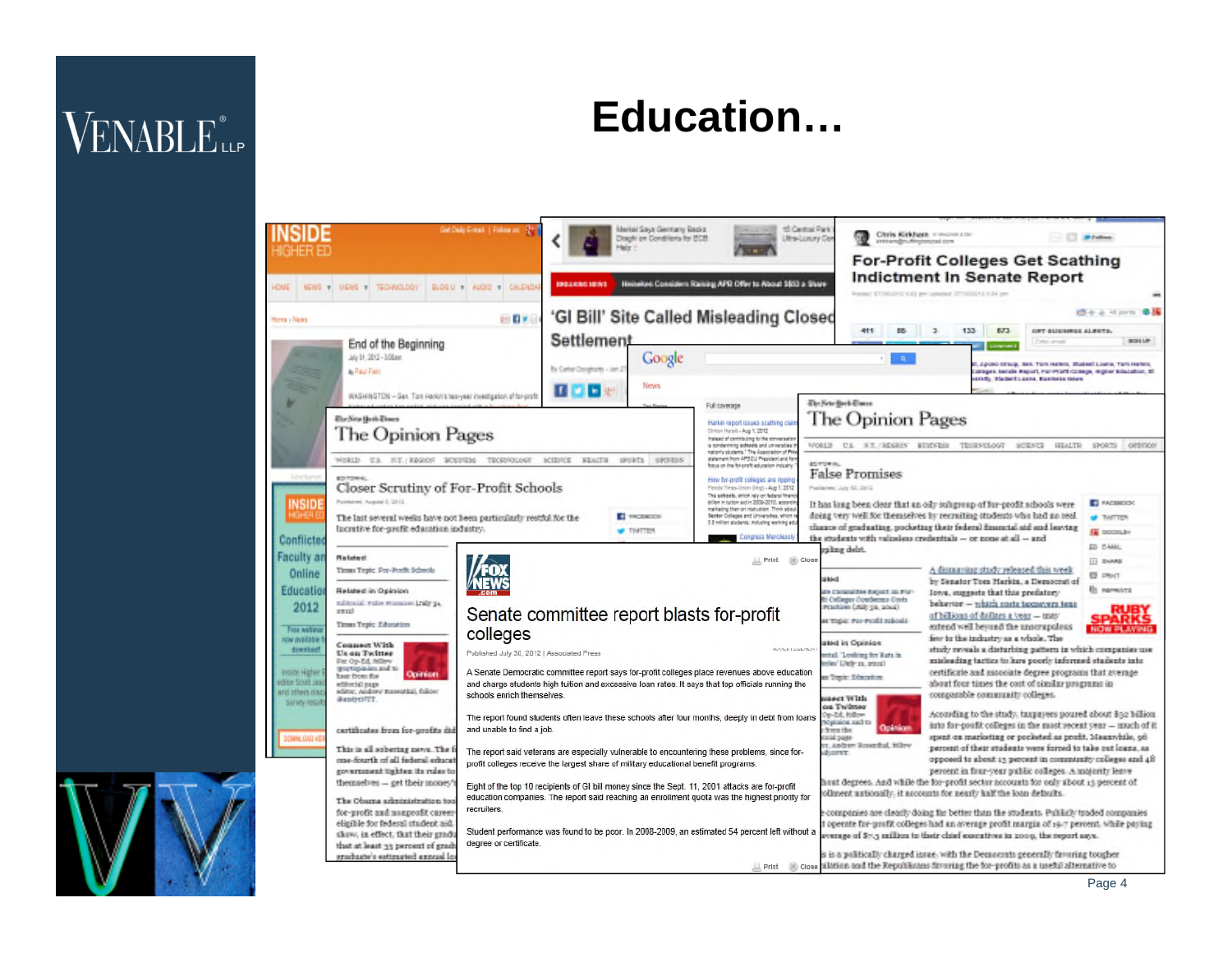# Education…

## End of the Beginning

July 31, 2012

## 'GI Bill' Site Called Misleading Closed Settlement

## For-Profit Colleges Get Scathing Indictment In Senate Report

## The Opinion Pages

### Closer Scrutiny of For-Profit Schools

The last several weeks have not been particularly restful for the lucrative for-profit education industry.

## The Opinion Pages

### False Promises

It has long been clear that an oily subgroup of for-profit schools were doing very well for themselves by recruiting students who had no real chance of graduating, pocketing their federal financial aid and leaving the students with valueless credentials — or none at all — and crippling debt.

## Senate committee report blasts for-profit colleges

Published July 30, 2012 | Associated Press

A Senate Democratic committee report says for-profit colleges place revenues above education and charge students high tuition and excessive loan rates. It says that top officials running the schools enrich themselves.

The report found students often leave these schools after four months, deeply in debt from loans and unable to find a job.

The report said veterans are especially vulnerable to encountering these problems, since for-profit colleges receive the largest share of military educational benefit programs.

Eight of the top 10 recipients of GI bill money since the Sept. 11, 2001 attacks are for-profit education companies. The report said reaching an enrollment quota was the highest priority for recruiters.

Student performance was found to be poor. In 2008-2009, an estimated 54 percent left without a degree or certificate.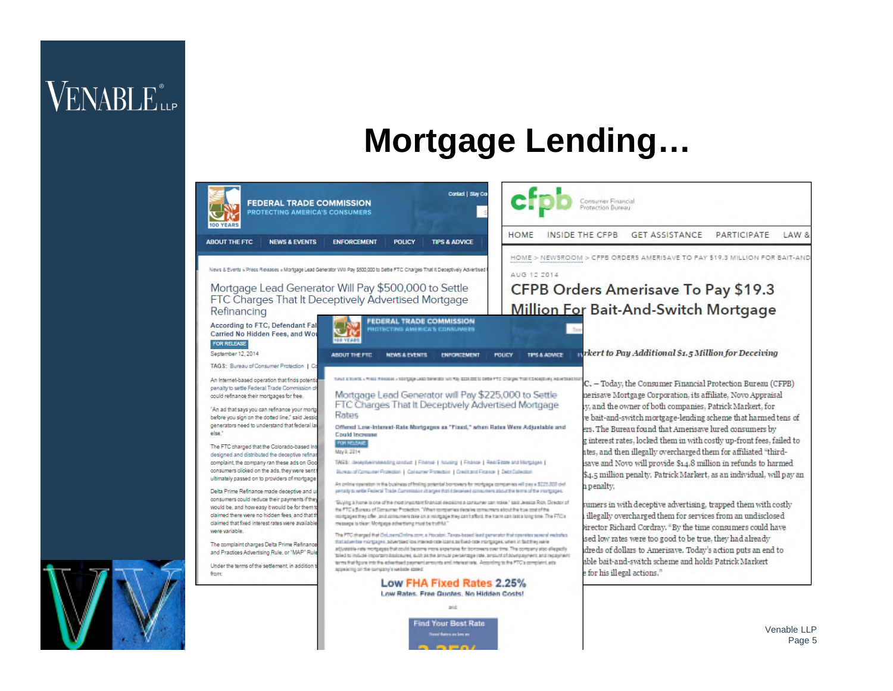# Mortgage Lending…

FEDERAL TRADE COMMISSION
PROTECTING AMERICA'S CONSUMERS

ABOUT THE FTC | NEWS & EVENTS | ENFORCEMENT | POLICY | TIPS & ADVICE

News & Events » Press Releases » Mortgage Lead Generator Will Pay $500,000 to Settle FTC Charges That It Deceptively Advertised

## Mortgage Lead Generator Will Pay $500,000 to Settle FTC Charges That It Deceptively Advertised Mortgage Refinancing

**According to FTC, Defendant Fal... Carried No Hidden Fees, and Wo...**

FOR RELEASE

September 12, 2014

TAGS: Bureau of Consumer Protection | C...

An Internet-based operation that finds potenti... penalty to settle Federal Trade Commission c... could refinance their mortgages for free.

"An ad that says you can refinance your mortg... before you sign on the dotted line," said Jessi... generators need to understand that federal la... else."

The FTC charged that the Colorado-based In... designed and distributed the deceptive refina... complaint, the company ran these ads on Goo... consumers clicked on the ads, they were sent... ultimately passed on to providers of mortgage...

Delta Prime Refinance made deceptive and u... consumers could reduce their payments if the... would be, and how easy it would be for them t... claimed there were no hidden fees, and that t... claimed that fixed interest rates were availabl... were variable.

The complaint charges Delta Prime Refinance... and Practices Advertising Rule, or "MAP" Rul...

Under the terms of the settlement, in addition t... from:

---

FEDERAL TRADE COMMISSION
PROTECTING AMERICA'S CONSUMERS

ABOUT THE FTC | NEWS & EVENTS | ENFORCEMENT | POLICY | TIPS & ADVICE

## Mortgage Lead Generator will Pay $225,000 to Settle FTC Charges That It Deceptively Advertised Mortgage Rates

**Offered Low-Interest-Rate Mortgages as "Fixed," when Rates Were Adjustable and Could Increase**

FOR RELEASE

May 8, 2014

Low FHA Fixed Rates 2.25%
Low Rates. Free Quotes. No Hidden Costs!

Find Your Best Rate

---

cfpb Consumer Financial Protection Bureau

HOME | INSIDE THE CFPB | GET ASSISTANCE | PARTICIPATE | LAW &...

HOME > NEWSROOM > CFPB ORDERS AMERISAVE TO PAY $19.3 MILLION FOR BAIT-AND...

AUG 12 2014

## CFPB Orders Amerisave To Pay $19.3 Million For Bait-And-Switch Mortgage

*...rkert to Pay Additional $1.5 Million for Deceiving*

...C. – Today, the Consumer Financial Protection Bureau (CFPB) ...merisave Mortgage Corporation, its affiliate, Novo Appraisal ...y, and the owner of both companies, Patrick Markert, for ...e bait-and-switch mortgage-lending scheme that harmed tens of ...ers. The Bureau found that Amerisave lured consumers by ...g interest rates, locked them in with costly up-front fees, failed to ...ates, and then illegally overcharged them for affiliated "third-... ...isave and Novo will provide $14.8 million in refunds to harmed ...$4.5 million penalty. Patrick Markert, as an individual, will pay an ...n penalty.

...sumers in with deceptive advertising, trapped them with costly ...illegally overcharged them for services from an undisclosed ...Director Richard Cordray. "By the time consumers could have ...ised low rates were too good to be true, they had already ...dreds of dollars to Amerisave. Today's action puts an end to ...able bait-and-switch scheme and holds Patrick Markert ...e for his illegal actions."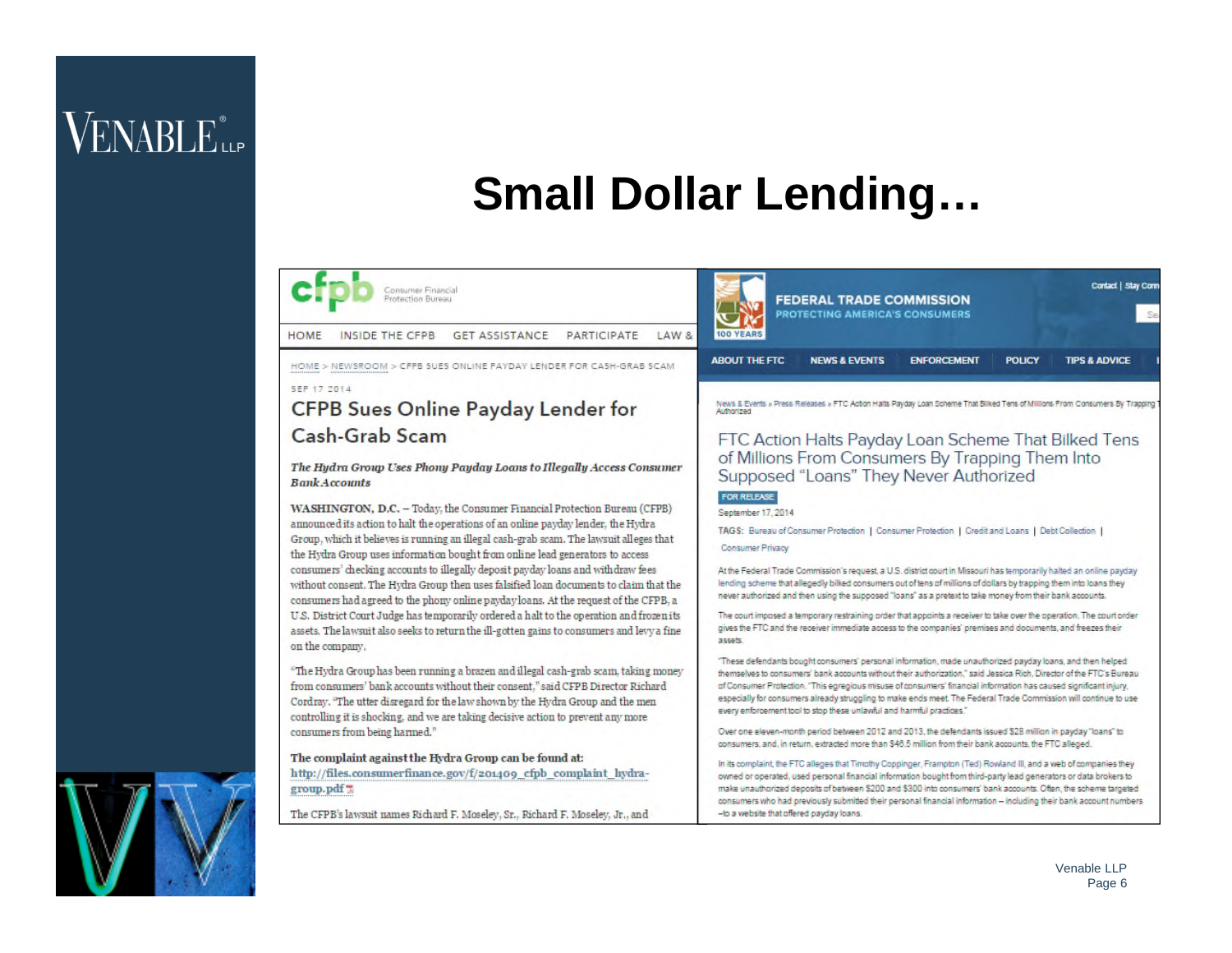# Small Dollar Lending…

cfpb Consumer Financial Protection Bureau

HOME   INSIDE THE CFPB   GET ASSISTANCE   PARTICIPATE   LAW &

HOME > NEWSROOM > CFPB SUES ONLINE PAYDAY LENDER FOR CASH-GRAB SCAM

SEP 17 2014

## CFPB Sues Online Payday Lender for Cash-Grab Scam

***The Hydra Group Uses Phony Payday Loans to Illegally Access Consumer Bank Accounts***

**WASHINGTON, D.C.** – Today, the Consumer Financial Protection Bureau (CFPB) announced its action to halt the operations of an online payday lender, the Hydra Group, which it believes is running an illegal cash-grab scam. The lawsuit alleges that the Hydra Group uses information bought from online lead generators to access consumers' checking accounts to illegally deposit payday loans and withdraw fees without consent. The Hydra Group then uses falsified loan documents to claim that the consumers had agreed to the phony online payday loans. At the request of the CFPB, a U.S. District Court Judge has temporarily ordered a halt to the operation and frozen its assets. The lawsuit also seeks to return the ill-gotten gains to consumers and levy a fine on the company.

"The Hydra Group has been running a brazen and illegal cash-grab scam, taking money from consumers' bank accounts without their consent," said CFPB Director Richard Cordray. "The utter disregard for the law shown by the Hydra Group and the men controlling it is shocking, and we are taking decisive action to prevent any more consumers from being harmed."

**The complaint against the Hydra Group can be found at:**
http://files.consumerfinance.gov/f/201409_cfpb_complaint_hydra-group.pdf

The CFPB's lawsuit names Richard F. Moseley, Sr., Richard F. Moseley, Jr., and

---

FEDERAL TRADE COMMISSION
PROTECTING AMERICA'S CONSUMERS

ABOUT THE FTC   NEWS & EVENTS   ENFORCEMENT   POLICY   TIPS & ADVICE

News & Events » Press Releases » FTC Action Halts Payday Loan Scheme That Bilked Tens of Millions From Consumers By Trapping Them Into Supposed "Loans" They Never Authorized

## FTC Action Halts Payday Loan Scheme That Bilked Tens of Millions From Consumers By Trapping Them Into Supposed "Loans" They Never Authorized

FOR RELEASE

September 17, 2014

TAGS: Bureau of Consumer Protection | Consumer Protection | Credit and Loans | Debt Collection | Consumer Privacy

At the Federal Trade Commission's request, a U.S. district court in Missouri has temporarily halted an online payday lending scheme that allegedly bilked consumers out of tens of millions of dollars by trapping them into loans they never authorized and then using the supposed "loans" as a pretext to take money from their bank accounts.

The court imposed a temporary restraining order that appoints a receiver to take over the operation. The court order gives the FTC and the receiver immediate access to the companies' premises and documents, and freezes their assets.

"These defendants bought consumers' personal information, made unauthorized payday loans, and then helped themselves to consumers' bank accounts without their authorization," said Jessica Rich, Director of the FTC's Bureau of Consumer Protection. "This egregious misuse of consumers' financial information has caused significant injury, especially for consumers already struggling to make ends meet. The Federal Trade Commission will continue to use every enforcement tool to stop these unlawful and harmful practices."

Over one eleven-month period between 2012 and 2013, the defendants issued $28 million in payday "loans" to consumers, and, in return, extracted more than $46.5 million from their bank accounts, the FTC alleged.

In its complaint, the FTC alleges that Timothy Coppinger, Frampton (Ted) Rowland III, and a web of companies they owned or operated, used personal financial information bought from third-party lead generators or data brokers to make unauthorized deposits of between $200 and $300 into consumers' bank accounts. Often, the scheme targeted consumers who had previously submitted their personal financial information – including their bank account numbers – to a website that offered payday loans.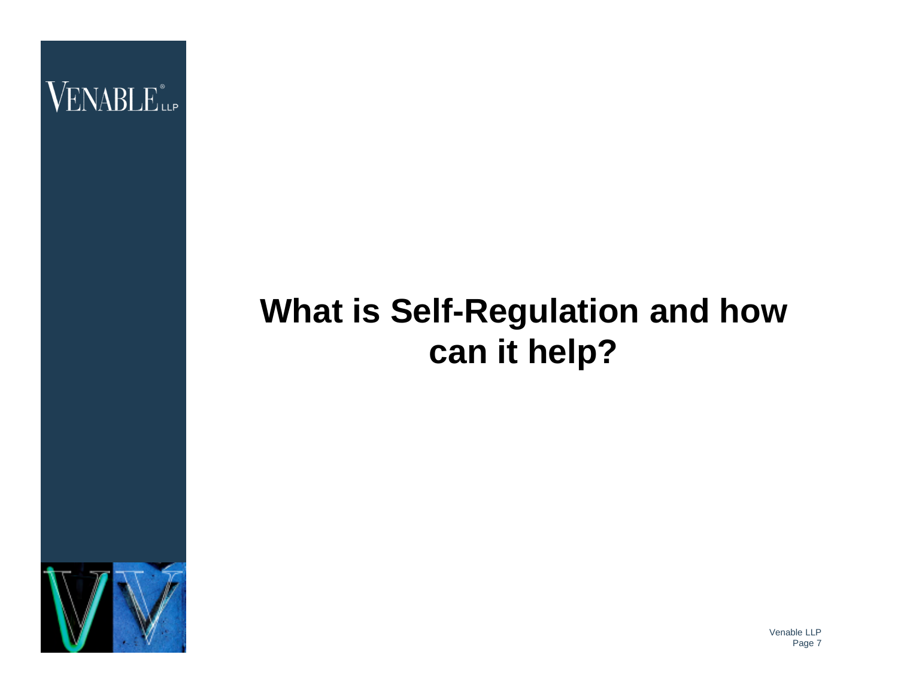# What is Self-Regulation and how can it help?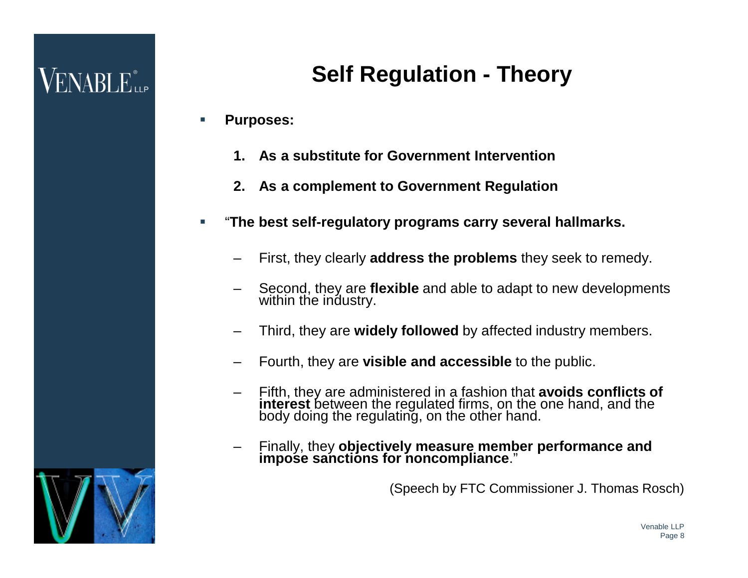# Self Regulation - Theory

- **Purposes:**

  1. **As a substitute for Government Intervention**
  2. **As a complement to Government Regulation**

- "**The best self-regulatory programs carry several hallmarks.**

  - First, they clearly **address the problems** they seek to remedy.
  - Second, they are **flexible** and able to adapt to new developments within the industry.
  - Third, they are **widely followed** by affected industry members.
  - Fourth, they are **visible and accessible** to the public.
  - Fifth, they are administered in a fashion that **avoids conflicts of interest** between the regulated firms, on the one hand, and the body doing the regulating, on the other hand.
  - Finally, they **objectively measure member performance and impose sanctions for noncompliance**."

(Speech by FTC Commissioner J. Thomas Rosch)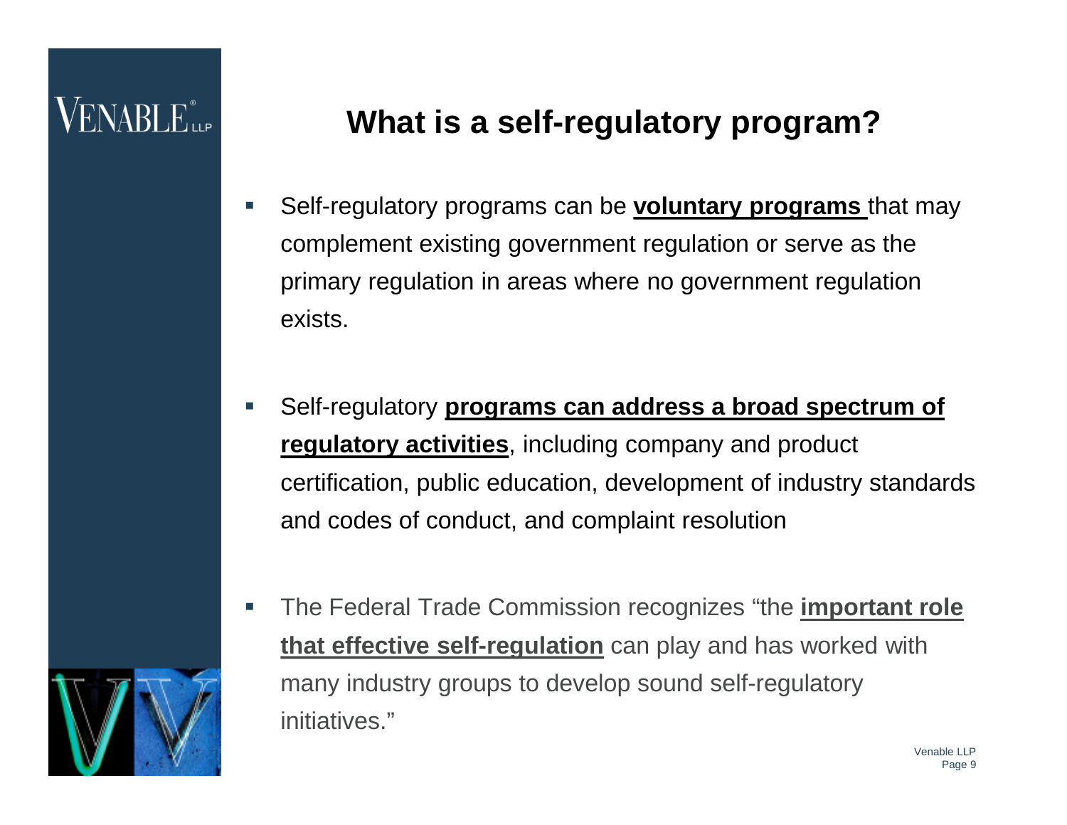# What is a self-regulatory program?

- Self-regulatory programs can be **voluntary programs** that may complement existing government regulation or serve as the primary regulation in areas where no government regulation exists.

- Self-regulatory **programs can address a broad spectrum of regulatory activities**, including company and product certification, public education, development of industry standards and codes of conduct, and complaint resolution

- The Federal Trade Commission recognizes "the **important role that effective self-regulation** can play and has worked with many industry groups to develop sound self-regulatory initiatives."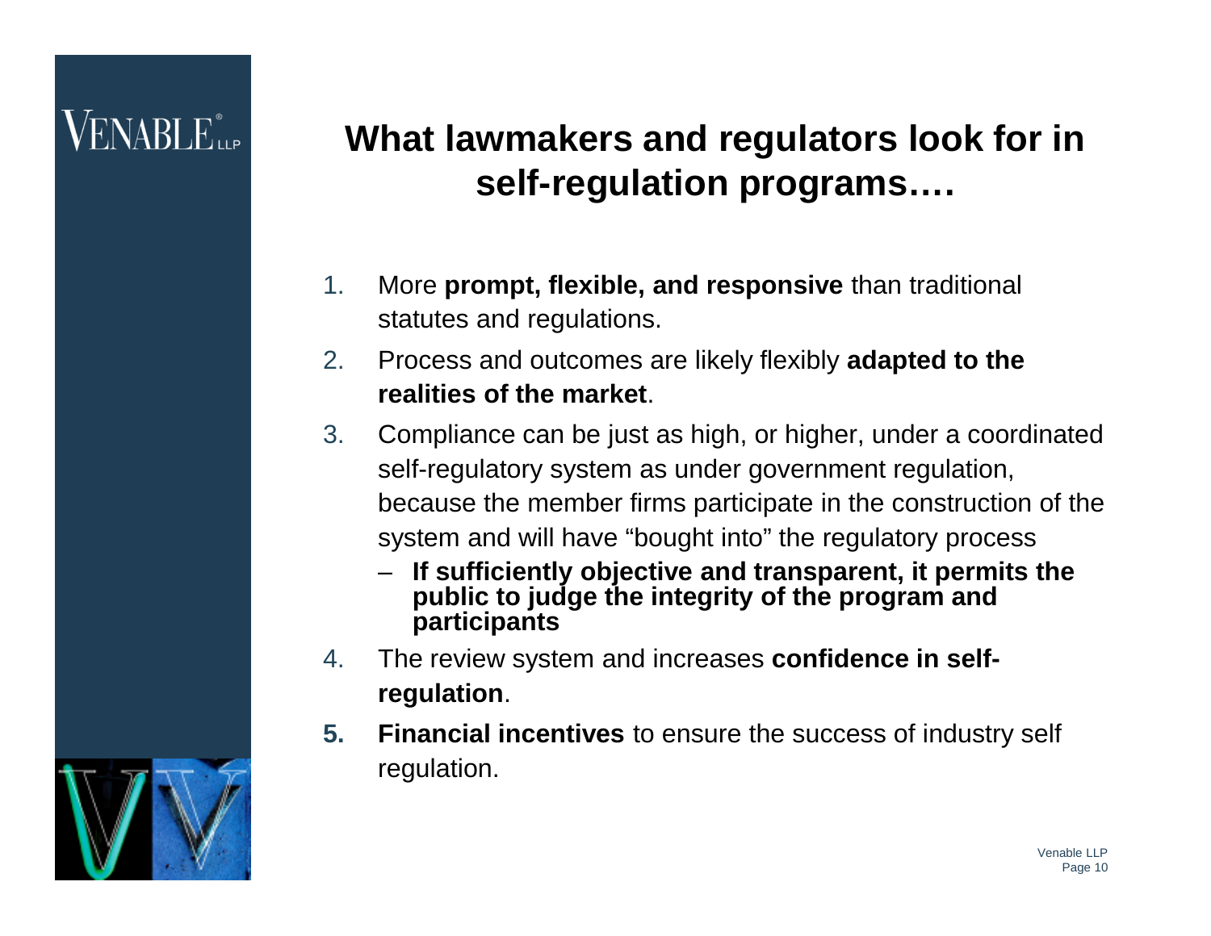# What lawmakers and regulators look for in self-regulation programs….

1. More **prompt, flexible, and responsive** than traditional statutes and regulations.
2. Process and outcomes are likely flexibly **adapted to the realities of the market**.
3. Compliance can be just as high, or higher, under a coordinated self-regulatory system as under government regulation, because the member firms participate in the construction of the system and will have "bought into" the regulatory process
   - **If sufficiently objective and transparent, it permits the public to judge the integrity of the program and participants**
4. The review system and increases **confidence in self-regulation**.
5. **Financial incentives** to ensure the success of industry self regulation.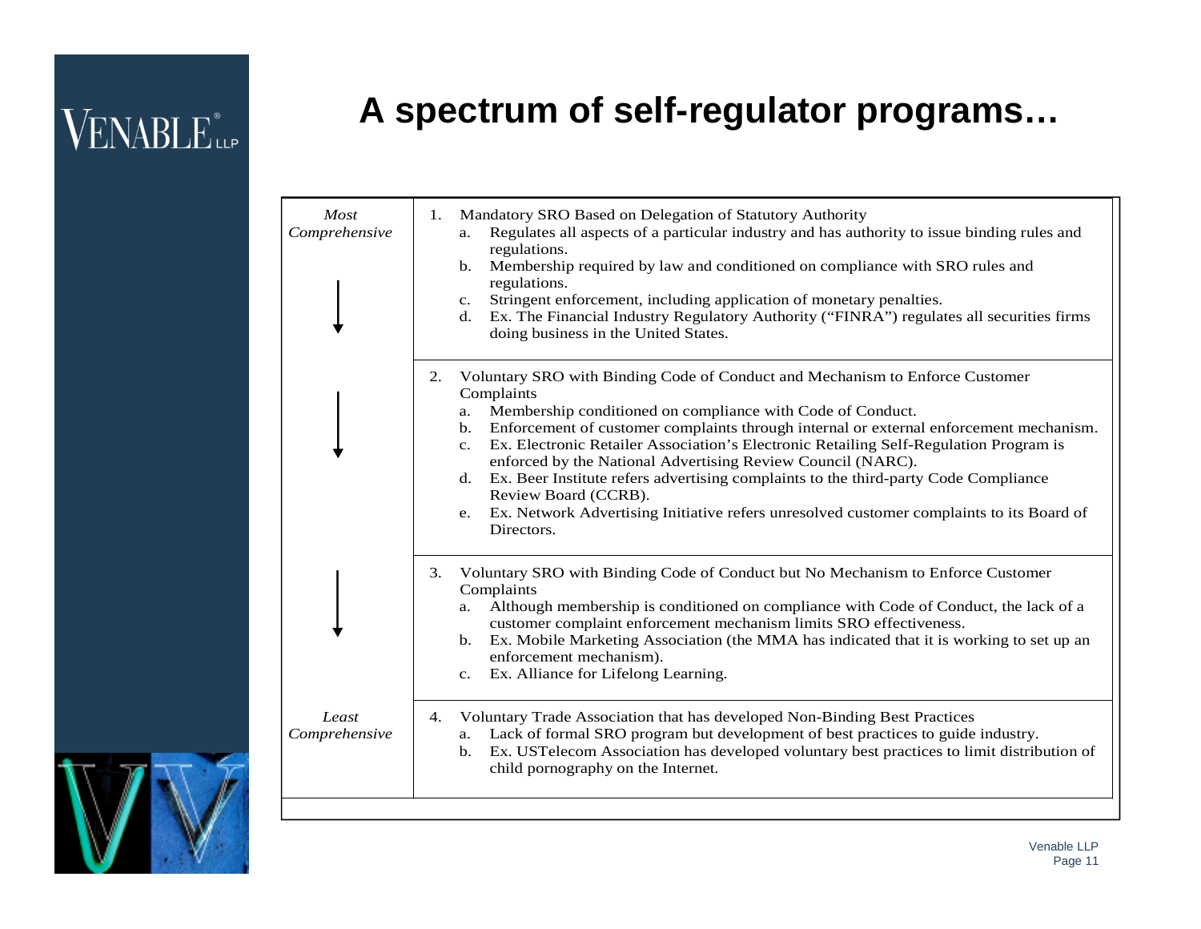# A spectrum of self-regulator programs…

| | |
|---|---|
| *Most Comprehensive* ↓ | 1. Mandatory SRO Based on Delegation of Statutory Authority<br>a. Regulates all aspects of a particular industry and has authority to issue binding rules and regulations.<br>b. Membership required by law and conditioned on compliance with SRO rules and regulations.<br>c. Stringent enforcement, including application of monetary penalties.<br>d. Ex. The Financial Industry Regulatory Authority ("FINRA") regulates all securities firms doing business in the United States. |
| ↓ | 2. Voluntary SRO with Binding Code of Conduct and Mechanism to Enforce Customer Complaints<br>a. Membership conditioned on compliance with Code of Conduct.<br>b. Enforcement of customer complaints through internal or external enforcement mechanism.<br>c. Ex. Electronic Retailer Association's Electronic Retailing Self-Regulation Program is enforced by the National Advertising Review Council (NARC).<br>d. Ex. Beer Institute refers advertising complaints to the third-party Code Compliance Review Board (CCRB).<br>e. Ex. Network Advertising Initiative refers unresolved customer complaints to its Board of Directors. |
| ↓ | 3. Voluntary SRO with Binding Code of Conduct but No Mechanism to Enforce Customer Complaints<br>a. Although membership is conditioned on compliance with Code of Conduct, the lack of a customer complaint enforcement mechanism limits SRO effectiveness.<br>b. Ex. Mobile Marketing Association (the MMA has indicated that it is working to set up an enforcement mechanism).<br>c. Ex. Alliance for Lifelong Learning. |
| *Least Comprehensive* | 4. Voluntary Trade Association that has developed Non-Binding Best Practices<br>a. Lack of formal SRO program but development of best practices to guide industry.<br>b. Ex. USTelecom Association has developed voluntary best practices to limit distribution of child pornography on the Internet. |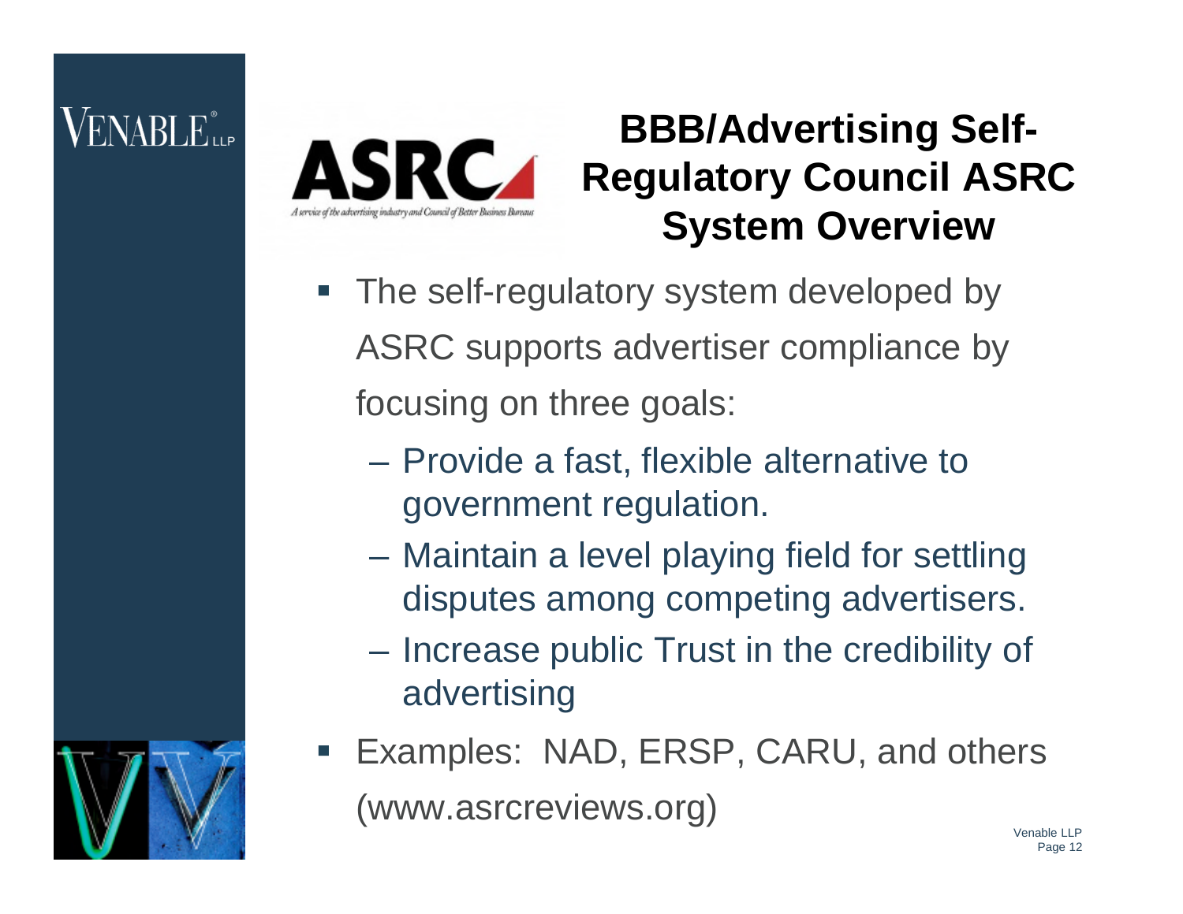# BBB/Advertising Self-Regulatory Council ASRC System Overview

- The self-regulatory system developed by ASRC supports advertiser compliance by focusing on three goals:
  - Provide a fast, flexible alternative to government regulation.
  - Maintain a level playing field for settling disputes among competing advertisers.
  - Increase public Trust in the credibility of advertising
- Examples: NAD, ERSP, CARU, and others (www.asrcreviews.org)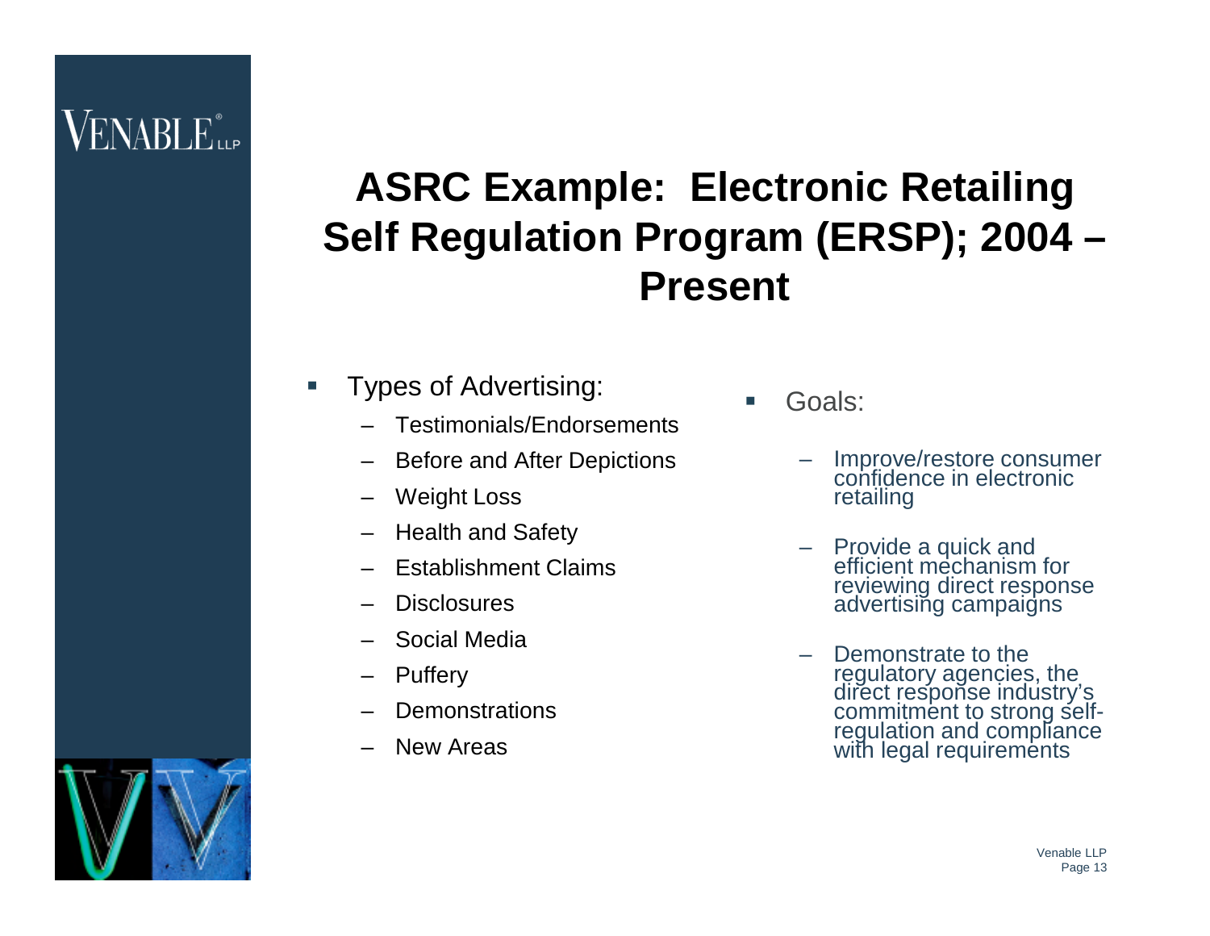# ASRC Example: Electronic Retailing Self Regulation Program (ERSP); 2004 – Present

- Types of Advertising:
  - Testimonials/Endorsements
  - Before and After Depictions
  - Weight Loss
  - Health and Safety
  - Establishment Claims
  - Disclosures
  - Social Media
  - Puffery
  - Demonstrations
  - New Areas

- Goals:
  - Improve/restore consumer confidence in electronic retailing
  - Provide a quick and efficient mechanism for reviewing direct response advertising campaigns
  - Demonstrate to the regulatory agencies, the direct response industry's commitment to strong self-regulation and compliance with legal requirements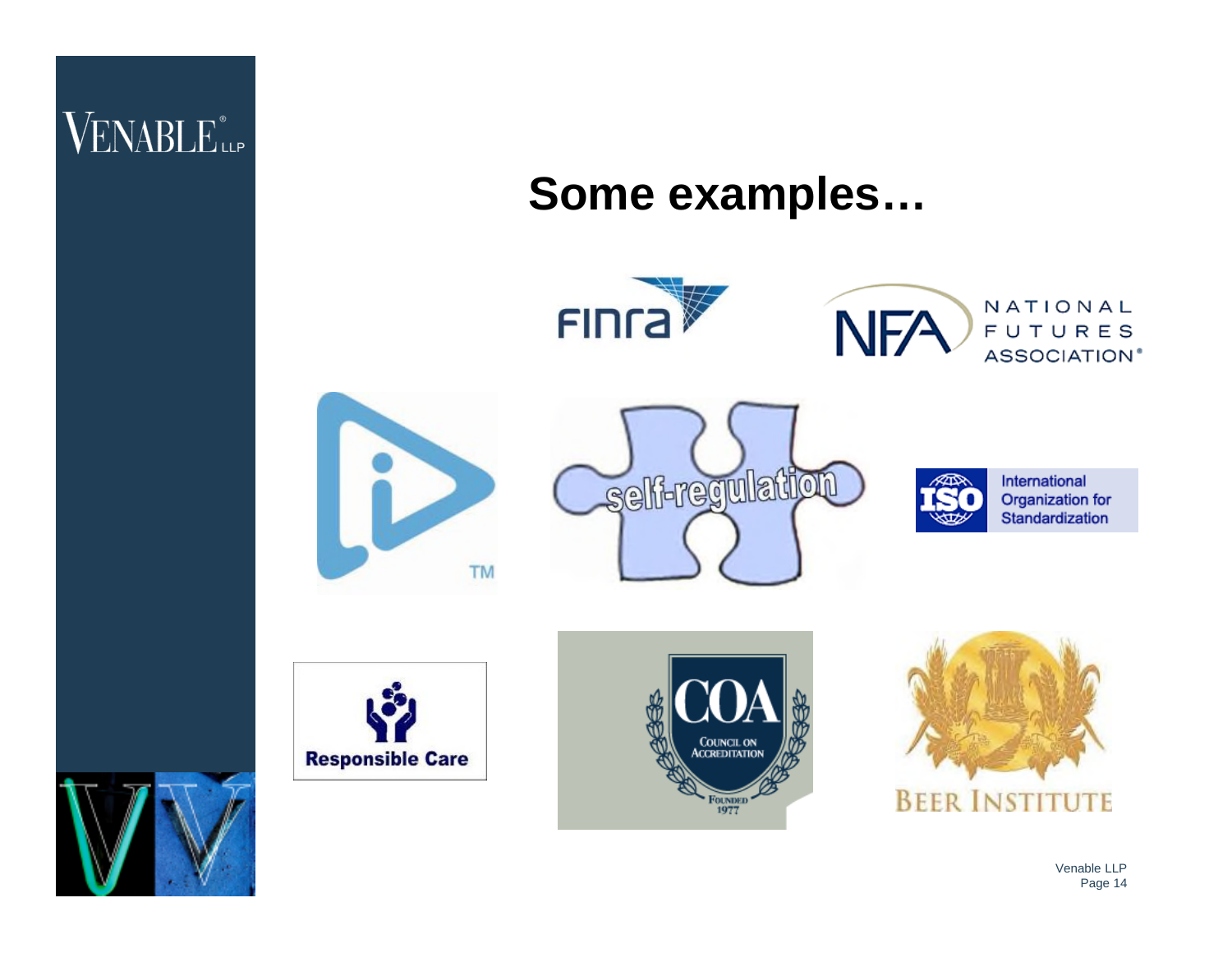# Some examples…

FINRA

NFA NATIONAL FUTURES ASSOCIATION®

self-regulation

ISO International Organization for Standardization

Responsible Care

COA COUNCIL ON ACCREDITATION FOUNDED 1977

BEER INSTITUTE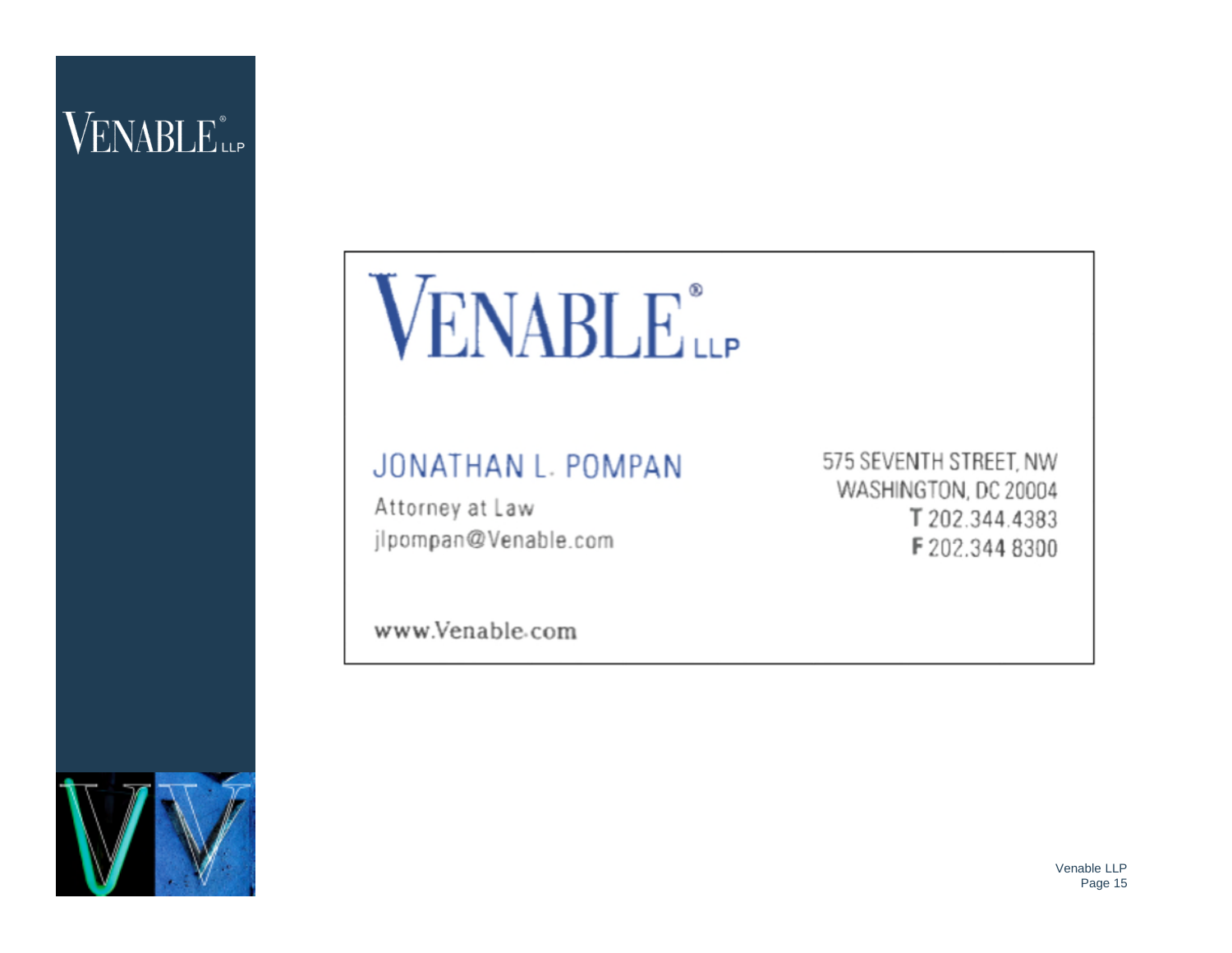VENABLE® LLP

JONATHAN L. POMPAN

Attorney at Law

jlpompan@Venable.com

575 SEVENTH STREET, NW
WASHINGTON, DC 20004
T 202.344.4383
F 202.344 8300

www.Venable.com